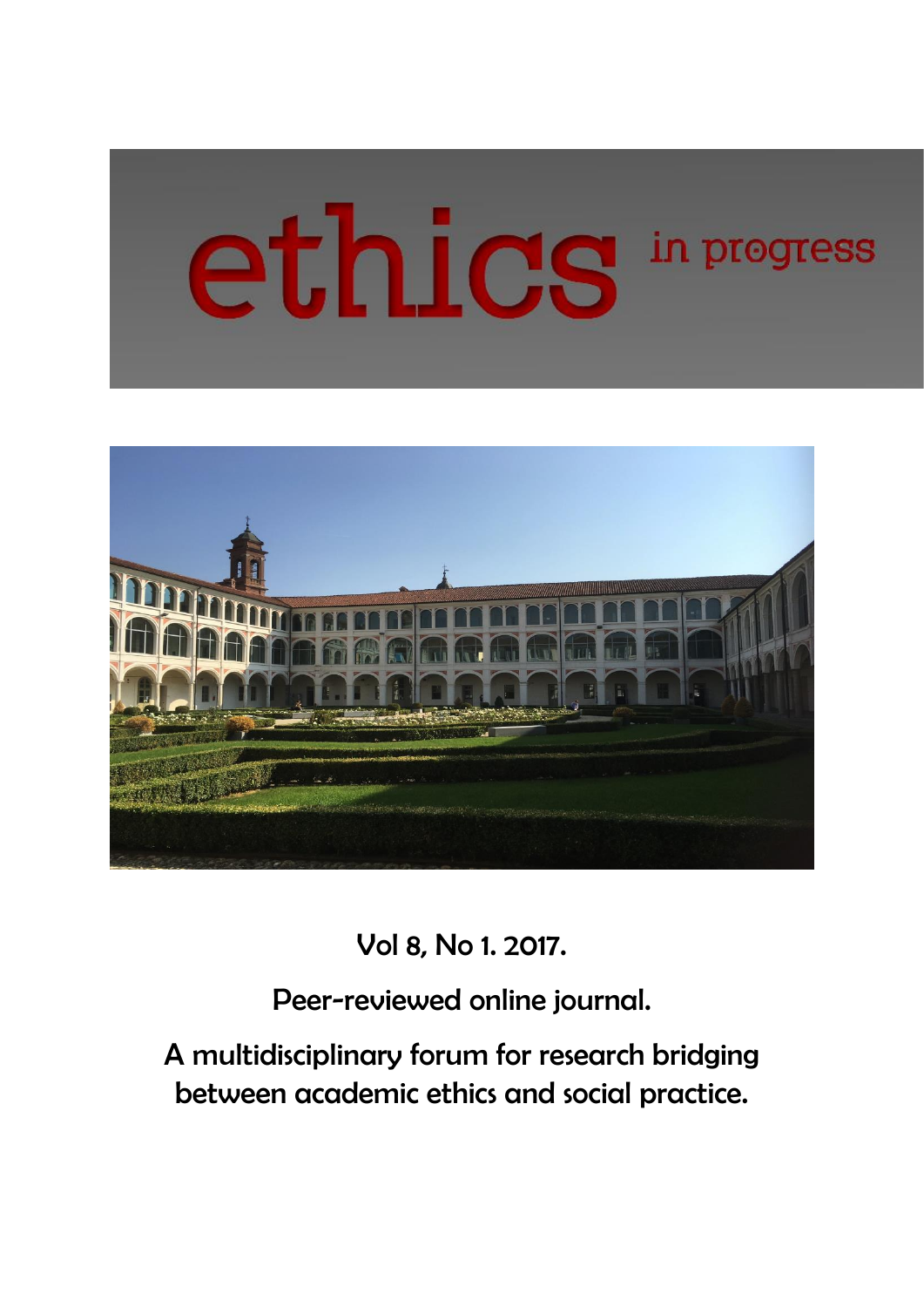# ethics in progress

Vol 8, No 1. 2017.

Peer-reviewed online journal.

A multidisciplinary forum for research bridging between academic ethics and social practice.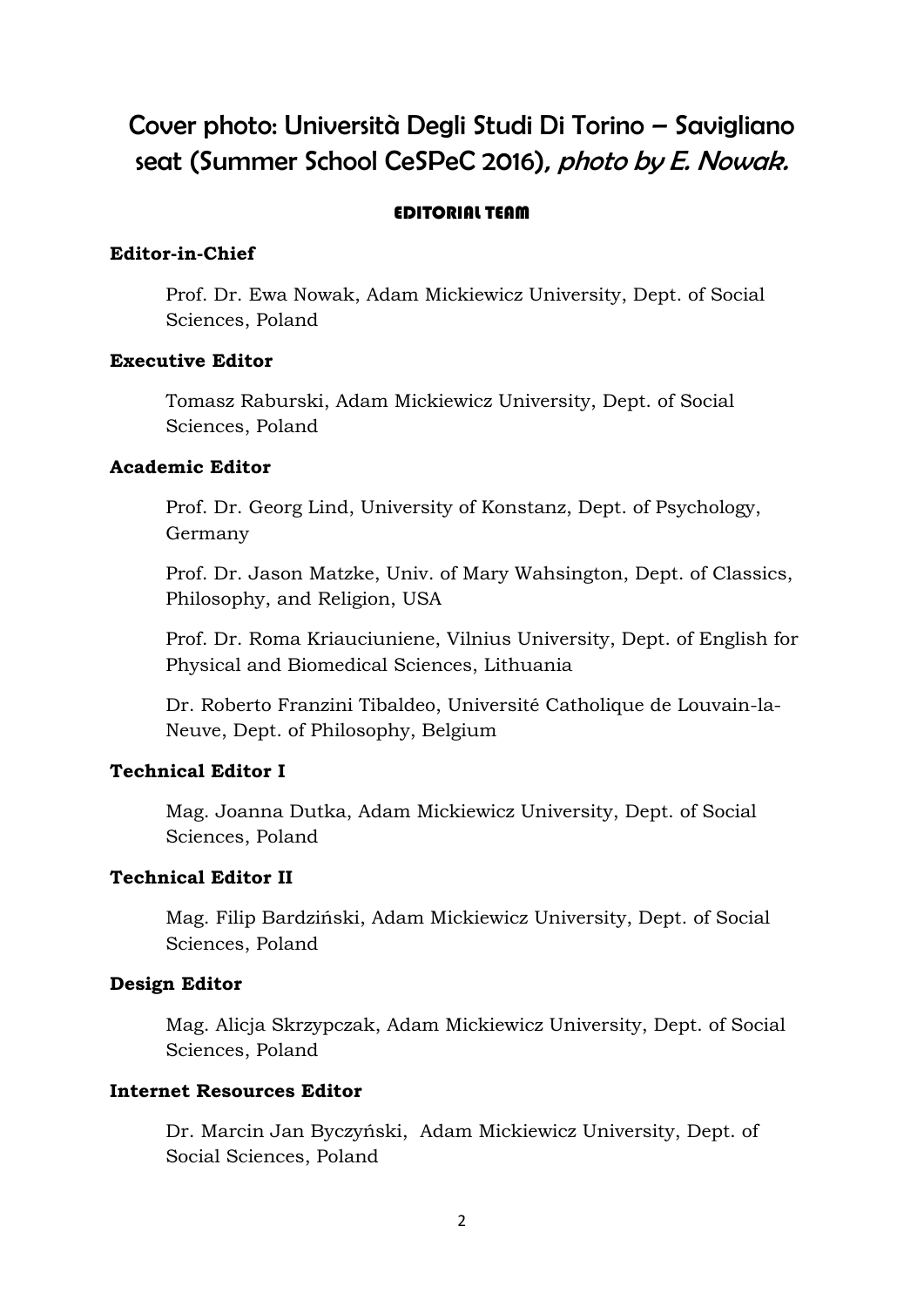# Cover photo: Università Degli Studi Di Torino – Savigliano seat (Summer School CeSPeC 2016), *photo by E. Nowak.*

## EDITORIAL TEAM

**Editor-in-Chief**

Prof. Dr. Ewa Nowak, Adam Mickiewicz University, Dept. of Social Sciences, Poland

**Executive Editor**

Tomasz Raburski, Adam Mickiewicz University, Dept. of Social Sciences, Poland

**Academic Editor**

Prof. Dr. Georg Lind, University of Konstanz, Dept. of Psychology, Germany

Prof. Dr. Jason Matzke, Univ. of Mary Wahsington, Dept. of Classics, Philosophy, and Religion, USA

Prof. Dr. Roma Kriauciuniene, Vilnius University, Dept. of English for Physical and Biomedical Sciences, Lithuania

Dr. Roberto Franzini Tibaldeo, Université Catholique de Louvain-la-Neuve, Dept. of Philosophy, Belgium

**Technical Editor I**

Mag. Joanna Dutka, Adam Mickiewicz University, Dept. of Social Sciences, Poland

**Technical Editor II**

Mag. Filip Bardziński, Adam Mickiewicz University, Dept. of Social Sciences, Poland

**Design Editor**

Mag. Alicja Skrzypczak, Adam Mickiewicz University, Dept. of Social Sciences, Poland

**Internet Resources Editor**

Dr. Marcin Jan Byczyński, Adam Mickiewicz University, Dept. of Social Sciences, Poland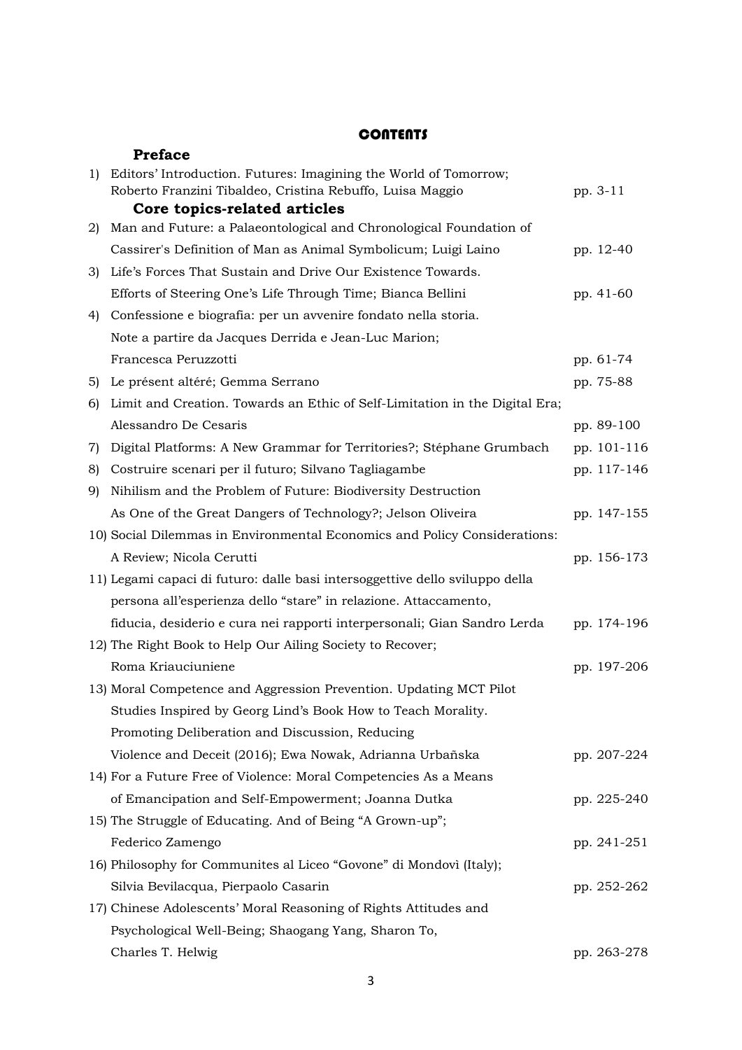# CONTENTS

## Preface

1) Editors' Introduction. Futures: Imagining the World of Tomorrow; Roberto Franzini Tibaldeo, Cristina Rebuffo, Luisa Maggio — pp. 3-11

## Core topics-related articles

2) Man and Future: a Palaeontological and Chronological Foundation of Cassirer's Definition of Man as Animal Symbolicum; Luigi Laino — pp. 12-40
3) Life's Forces That Sustain and Drive Our Existence Towards. Efforts of Steering One's Life Through Time; Bianca Bellini — pp. 41-60
4) Confessione e biografia: per un avvenire fondato nella storia. Note a partire da Jacques Derrida e Jean-Luc Marion; Francesca Peruzzotti — pp. 61-74
5) Le présent altéré; Gemma Serrano — pp. 75-88
6) Limit and Creation. Towards an Ethic of Self-Limitation in the Digital Era; Alessandro De Cesaris — pp. 89-100
7) Digital Platforms: A New Grammar for Territories?; Stéphane Grumbach — pp. 101-116
8) Costruire scenari per il futuro; Silvano Tagliagambe — pp. 117-146
9) Nihilism and the Problem of Future: Biodiversity Destruction As One of the Great Dangers of Technology?; Jelson Oliveira — pp. 147-155
10) Social Dilemmas in Environmental Economics and Policy Considerations: A Review; Nicola Cerutti — pp. 156-173
11) Legami capaci di futuro: dalle basi intersoggettive dello sviluppo della persona all'esperienza dello "stare" in relazione. Attaccamento, fiducia, desiderio e cura nei rapporti interpersonali; Gian Sandro Lerda — pp. 174-196
12) The Right Book to Help Our Ailing Society to Recover; Roma Kriauciuniene — pp. 197-206
13) Moral Competence and Aggression Prevention. Updating MCT Pilot Studies Inspired by Georg Lind's Book How to Teach Morality. Promoting Deliberation and Discussion, Reducing Violence and Deceit (2016); Ewa Nowak, Adrianna Urbañska — pp. 207-224
14) For a Future Free of Violence: Moral Competencies As a Means of Emancipation and Self-Empowerment; Joanna Dutka — pp. 225-240
15) The Struggle of Educating. And of Being "A Grown-up"; Federico Zamengo — pp. 241-251
16) Philosophy for Communites al Liceo "Govone" di Mondovì (Italy); Silvia Bevilacqua, Pierpaolo Casarin — pp. 252-262
17) Chinese Adolescents' Moral Reasoning of Rights Attitudes and Psychological Well-Being; Shaogang Yang, Sharon To, Charles T. Helwig — pp. 263-278